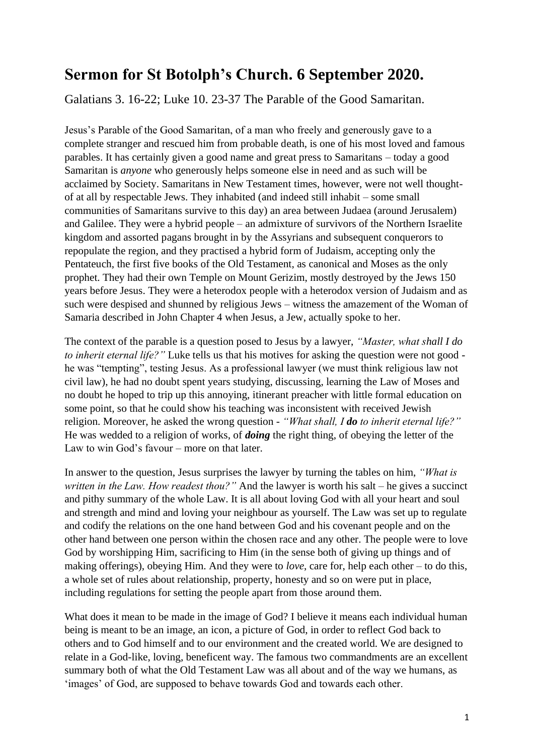# Sermon for St Botolph's Church. 6 September 2020.

Galatians 3. 16-22; Luke 10. 23-37 The Parable of the Good Samaritan.

Jesus's Parable of the Good Samaritan, of a man who freely and generously gave to a complete stranger and rescued him from probable death, is one of his most loved and famous parables. It has certainly given a good name and great press to Samaritans – today a good Samaritan is *anyone* who generously helps someone else in need and as such will be acclaimed by Society. Samaritans in New Testament times, however, were not well thought-of at all by respectable Jews. They inhabited (and indeed still inhabit – some small communities of Samaritans survive to this day) an area between Judaea (around Jerusalem) and Galilee. They were a hybrid people – an admixture of survivors of the Northern Israelite kingdom and assorted pagans brought in by the Assyrians and subsequent conquerors to repopulate the region, and they practised a hybrid form of Judaism, accepting only the Pentateuch, the first five books of the Old Testament, as canonical and Moses as the only prophet. They had their own Temple on Mount Gerizim, mostly destroyed by the Jews 150 years before Jesus. They were a heterodox people with a heterodox version of Judaism and as such were despised and shunned by religious Jews – witness the amazement of the Woman of Samaria described in John Chapter 4 when Jesus, a Jew, actually spoke to her.

The context of the parable is a question posed to Jesus by a lawyer, *"Master, what shall I do to inherit eternal life?"* Luke tells us that his motives for asking the question were not good - he was "tempting", testing Jesus. As a professional lawyer (we must think religious law not civil law), he had no doubt spent years studying, discussing, learning the Law of Moses and no doubt he hoped to trip up this annoying, itinerant preacher with little formal education on some point, so that he could show his teaching was inconsistent with received Jewish religion. Moreover, he asked the wrong question - *"What shall, I* ***do*** *to inherit eternal life?"* He was wedded to a religion of works, of ***doing*** the right thing, of obeying the letter of the Law to win God's favour – more on that later.

In answer to the question, Jesus surprises the lawyer by turning the tables on him, *"What is written in the Law. How readest thou?"* And the lawyer is worth his salt – he gives a succinct and pithy summary of the whole Law. It is all about loving God with all your heart and soul and strength and mind and loving your neighbour as yourself. The Law was set up to regulate and codify the relations on the one hand between God and his covenant people and on the other hand between one person within the chosen race and any other. The people were to love God by worshipping Him, sacrificing to Him (in the sense both of giving up things and of making offerings), obeying Him. And they were to *love*, care for, help each other – to do this, a whole set of rules about relationship, property, honesty and so on were put in place, including regulations for setting the people apart from those around them.

What does it mean to be made in the image of God? I believe it means each individual human being is meant to be an image, an icon, a picture of God, in order to reflect God back to others and to God himself and to our environment and the created world. We are designed to relate in a God-like, loving, beneficent way. The famous two commandments are an excellent summary both of what the Old Testament Law was all about and of the way we humans, as 'images' of God, are supposed to behave towards God and towards each other.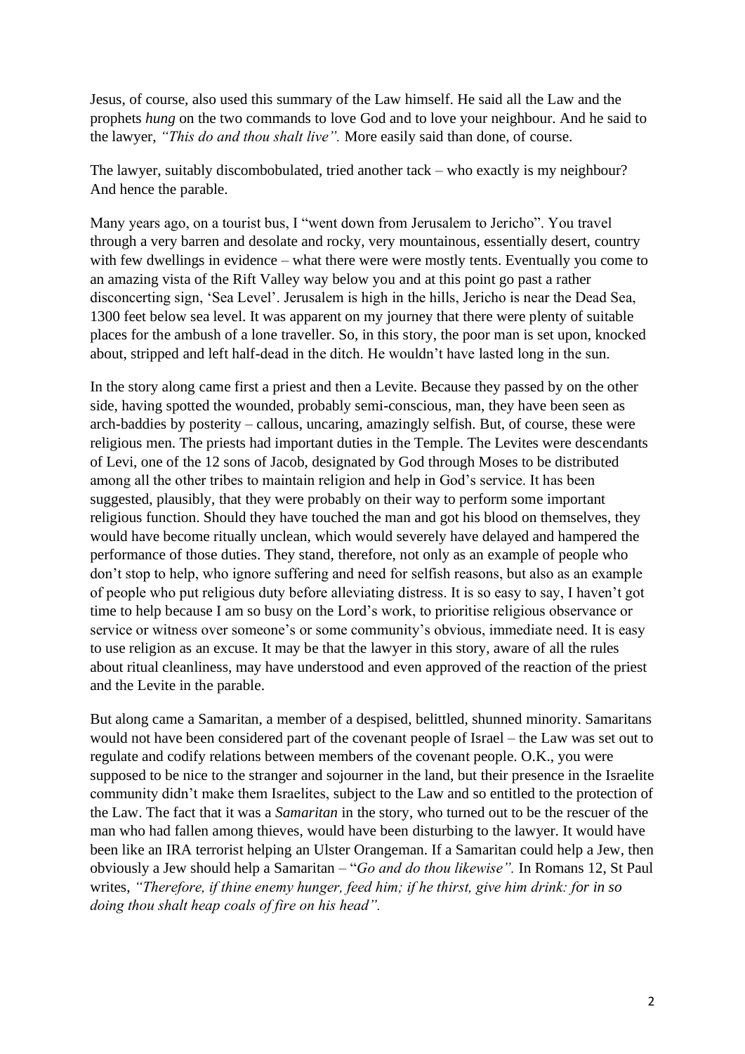Jesus, of course, also used this summary of the Law himself. He said all the Law and the prophets *hung* on the two commands to love God and to love your neighbour. And he said to the lawyer, *"This do and thou shalt live".* More easily said than done, of course.

The lawyer, suitably discombobulated, tried another tack – who exactly is my neighbour? And hence the parable.

Many years ago, on a tourist bus, I "went down from Jerusalem to Jericho". You travel through a very barren and desolate and rocky, very mountainous, essentially desert, country with few dwellings in evidence – what there were were mostly tents. Eventually you come to an amazing vista of the Rift Valley way below you and at this point go past a rather disconcerting sign, 'Sea Level'. Jerusalem is high in the hills, Jericho is near the Dead Sea, 1300 feet below sea level. It was apparent on my journey that there were plenty of suitable places for the ambush of a lone traveller. So, in this story, the poor man is set upon, knocked about, stripped and left half-dead in the ditch. He wouldn't have lasted long in the sun.

In the story along came first a priest and then a Levite. Because they passed by on the other side, having spotted the wounded, probably semi-conscious, man, they have been seen as arch-baddies by posterity – callous, uncaring, amazingly selfish. But, of course, these were religious men. The priests had important duties in the Temple. The Levites were descendants of Levi, one of the 12 sons of Jacob, designated by God through Moses to be distributed among all the other tribes to maintain religion and help in God's service. It has been suggested, plausibly, that they were probably on their way to perform some important religious function. Should they have touched the man and got his blood on themselves, they would have become ritually unclean, which would severely have delayed and hampered the performance of those duties. They stand, therefore, not only as an example of people who don't stop to help, who ignore suffering and need for selfish reasons, but also as an example of people who put religious duty before alleviating distress. It is so easy to say, I haven't got time to help because I am so busy on the Lord's work, to prioritise religious observance or service or witness over someone's or some community's obvious, immediate need. It is easy to use religion as an excuse. It may be that the lawyer in this story, aware of all the rules about ritual cleanliness, may have understood and even approved of the reaction of the priest and the Levite in the parable.

But along came a Samaritan, a member of a despised, belittled, shunned minority. Samaritans would not have been considered part of the covenant people of Israel – the Law was set out to regulate and codify relations between members of the covenant people. O.K., you were supposed to be nice to the stranger and sojourner in the land, but their presence in the Israelite community didn't make them Israelites, subject to the Law and so entitled to the protection of the Law. The fact that it was a *Samaritan* in the story, who turned out to be the rescuer of the man who had fallen among thieves, would have been disturbing to the lawyer. It would have been like an IRA terrorist helping an Ulster Orangeman. If a Samaritan could help a Jew, then obviously a Jew should help a Samaritan – "*Go and do thou likewise".* In Romans 12, St Paul writes, *"Therefore, if thine enemy hunger, feed him; if he thirst, give him drink: for in so doing thou shalt heap coals of fire on his head".*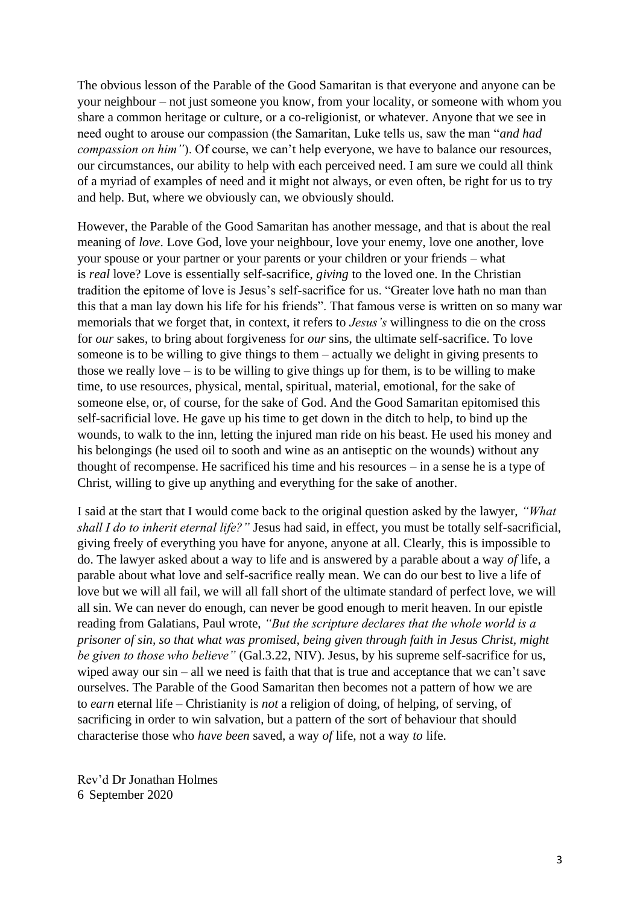The obvious lesson of the Parable of the Good Samaritan is that everyone and anyone can be your neighbour – not just someone you know, from your locality, or someone with whom you share a common heritage or culture, or a co-religionist, or whatever. Anyone that we see in need ought to arouse our compassion (the Samaritan, Luke tells us, saw the man "*and had compassion on him"*). Of course, we can't help everyone, we have to balance our resources, our circumstances, our ability to help with each perceived need. I am sure we could all think of a myriad of examples of need and it might not always, or even often, be right for us to try and help. But, where we obviously can, we obviously should.

However, the Parable of the Good Samaritan has another message, and that is about the real meaning of *love*. Love God, love your neighbour, love your enemy, love one another, love your spouse or your partner or your parents or your children or your friends – what is *real* love? Love is essentially self-sacrifice, *giving* to the loved one. In the Christian tradition the epitome of love is Jesus's self-sacrifice for us. "Greater love hath no man than this that a man lay down his life for his friends". That famous verse is written on so many war memorials that we forget that, in context, it refers to *Jesus's* willingness to die on the cross for *our* sakes, to bring about forgiveness for *our* sins, the ultimate self-sacrifice. To love someone is to be willing to give things to them – actually we delight in giving presents to those we really love – is to be willing to give things up for them, is to be willing to make time, to use resources, physical, mental, spiritual, material, emotional, for the sake of someone else, or, of course, for the sake of God. And the Good Samaritan epitomised this self-sacrificial love. He gave up his time to get down in the ditch to help, to bind up the wounds, to walk to the inn, letting the injured man ride on his beast. He used his money and his belongings (he used oil to sooth and wine as an antiseptic on the wounds) without any thought of recompense. He sacrificed his time and his resources – in a sense he is a type of Christ, willing to give up anything and everything for the sake of another.

I said at the start that I would come back to the original question asked by the lawyer, *"What shall I do to inherit eternal life?"* Jesus had said, in effect, you must be totally self-sacrificial, giving freely of everything you have for anyone, anyone at all. Clearly, this is impossible to do. The lawyer asked about a way to life and is answered by a parable about a way *of* life, a parable about what love and self-sacrifice really mean. We can do our best to live a life of love but we will all fail, we will all fall short of the ultimate standard of perfect love, we will all sin. We can never do enough, can never be good enough to merit heaven. In our epistle reading from Galatians, Paul wrote, *"But the scripture declares that the whole world is a prisoner of sin, so that what was promised, being given through faith in Jesus Christ, might be given to those who believe"* (Gal.3.22, NIV). Jesus, by his supreme self-sacrifice for us, wiped away our sin – all we need is faith that that is true and acceptance that we can't save ourselves. The Parable of the Good Samaritan then becomes not a pattern of how we are to *earn* eternal life – Christianity is *not* a religion of doing, of helping, of serving, of sacrificing in order to win salvation, but a pattern of the sort of behaviour that should characterise those who *have been* saved, a way *of* life, not a way *to* life.

Rev'd Dr Jonathan Holmes
6 September 2020